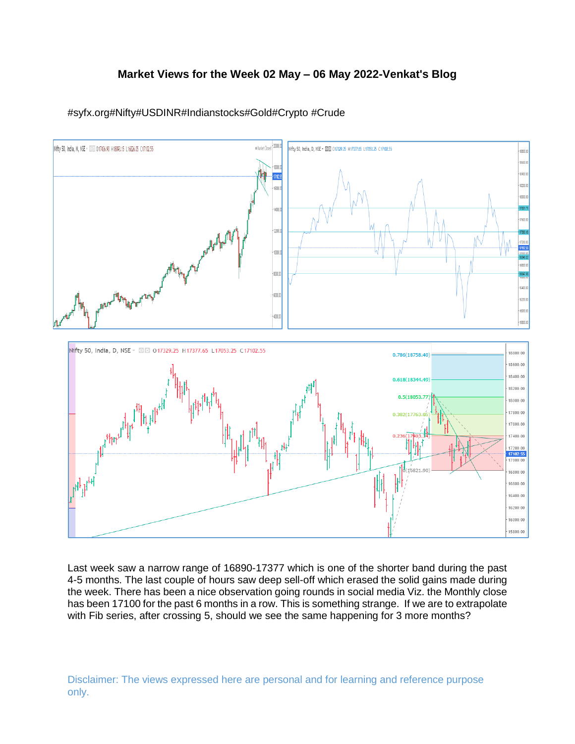# Market Views for the Week 02 May – 06 May 2022-Venkat's Blog

#syfx.org#Nifty#USDINR#Indianstocks#Gold#Crypto #Crude

Last week saw a narrow range of 16890-17377 which is one of the shorter band during the past 4-5 months. The last couple of hours saw deep sell-off which erased the solid gains made during the week. There has been a nice observation going rounds in social media Viz. the Monthly close has been 17100 for the past 6 months in a row. This is something strange. If we are to extrapolate with Fib series, after crossing 5, should we see the same happening for 3 more months?

Disclaimer: The views expressed here are personal and for learning and reference purpose only.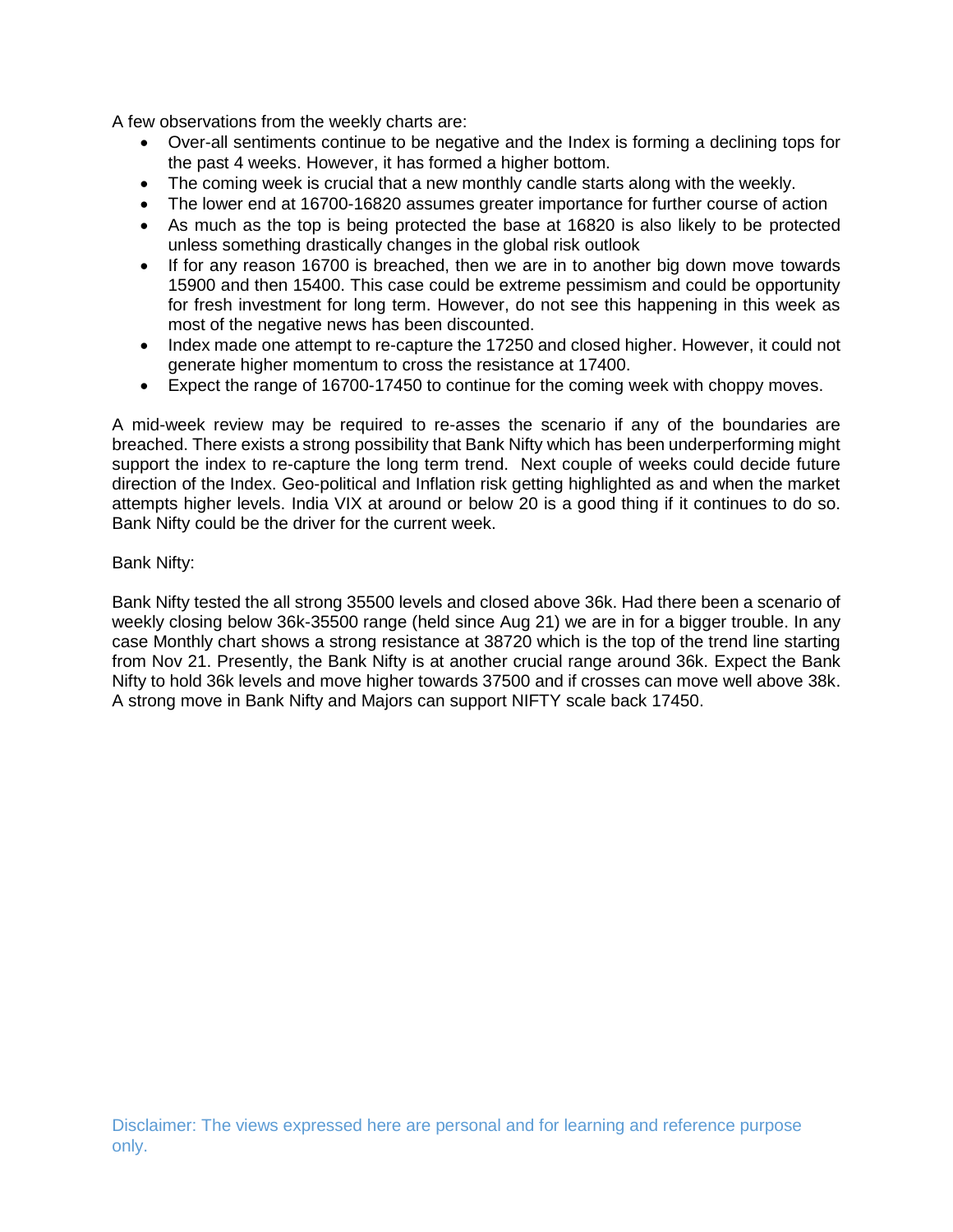A few observations from the weekly charts are:

- Over-all sentiments continue to be negative and the Index is forming a declining tops for the past 4 weeks. However, it has formed a higher bottom.
- The coming week is crucial that a new monthly candle starts along with the weekly.
- The lower end at 16700-16820 assumes greater importance for further course of action
- As much as the top is being protected the base at 16820 is also likely to be protected unless something drastically changes in the global risk outlook
- If for any reason 16700 is breached, then we are in to another big down move towards 15900 and then 15400. This case could be extreme pessimism and could be opportunity for fresh investment for long term. However, do not see this happening in this week as most of the negative news has been discounted.
- Index made one attempt to re-capture the 17250 and closed higher. However, it could not generate higher momentum to cross the resistance at 17400.
- Expect the range of 16700-17450 to continue for the coming week with choppy moves.

A mid-week review may be required to re-asses the scenario if any of the boundaries are breached. There exists a strong possibility that Bank Nifty which has been underperforming might support the index to re-capture the long term trend. Next couple of weeks could decide future direction of the Index. Geo-political and Inflation risk getting highlighted as and when the market attempts higher levels. India VIX at around or below 20 is a good thing if it continues to do so. Bank Nifty could be the driver for the current week.

Bank Nifty:

Bank Nifty tested the all strong 35500 levels and closed above 36k. Had there been a scenario of weekly closing below 36k-35500 range (held since Aug 21) we are in for a bigger trouble. In any case Monthly chart shows a strong resistance at 38720 which is the top of the trend line starting from Nov 21. Presently, the Bank Nifty is at another crucial range around 36k. Expect the Bank Nifty to hold 36k levels and move higher towards 37500 and if crosses can move well above 38k. A strong move in Bank Nifty and Majors can support NIFTY scale back 17450.

Disclaimer: The views expressed here are personal and for learning and reference purpose only.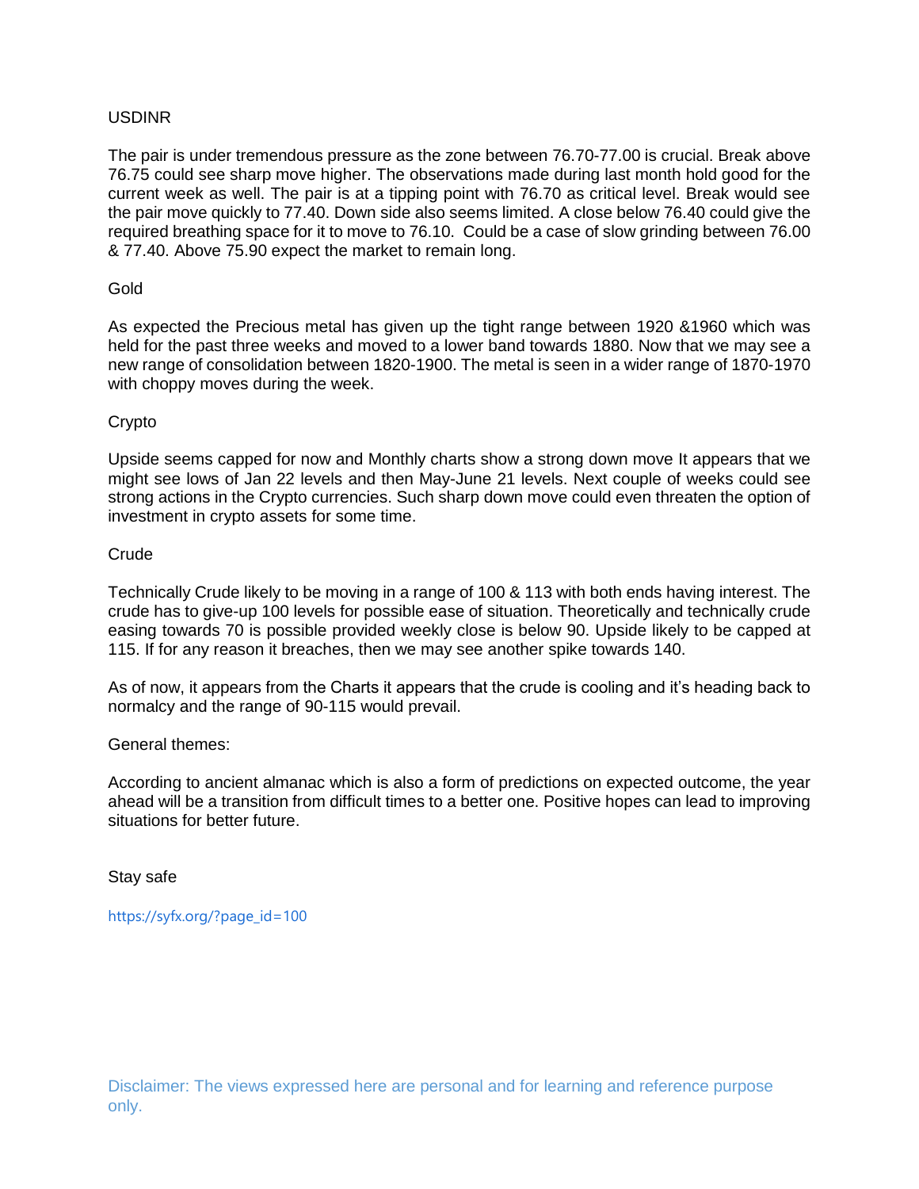## USDINR

The pair is under tremendous pressure as the zone between 76.70-77.00 is crucial. Break above 76.75 could see sharp move higher. The observations made during last month hold good for the current week as well. The pair is at a tipping point with 76.70 as critical level. Break would see the pair move quickly to 77.40. Down side also seems limited. A close below 76.40 could give the required breathing space for it to move to 76.10. Could be a case of slow grinding between 76.00 & 77.40. Above 75.90 expect the market to remain long.

## Gold

As expected the Precious metal has given up the tight range between 1920 &1960 which was held for the past three weeks and moved to a lower band towards 1880. Now that we may see a new range of consolidation between 1820-1900. The metal is seen in a wider range of 1870-1970 with choppy moves during the week.

## Crypto

Upside seems capped for now and Monthly charts show a strong down move It appears that we might see lows of Jan 22 levels and then May-June 21 levels. Next couple of weeks could see strong actions in the Crypto currencies. Such sharp down move could even threaten the option of investment in crypto assets for some time.

## Crude

Technically Crude likely to be moving in a range of 100 & 113 with both ends having interest. The crude has to give-up 100 levels for possible ease of situation. Theoretically and technically crude easing towards 70 is possible provided weekly close is below 90. Upside likely to be capped at 115. If for any reason it breaches, then we may see another spike towards 140.

As of now, it appears from the Charts it appears that the crude is cooling and it's heading back to normalcy and the range of 90-115 would prevail.

## General themes:

According to ancient almanac which is also a form of predictions on expected outcome, the year ahead will be a transition from difficult times to a better one. Positive hopes can lead to improving situations for better future.

Stay safe

https://syfx.org/?page_id=100

Disclaimer: The views expressed here are personal and for learning and reference purpose only.